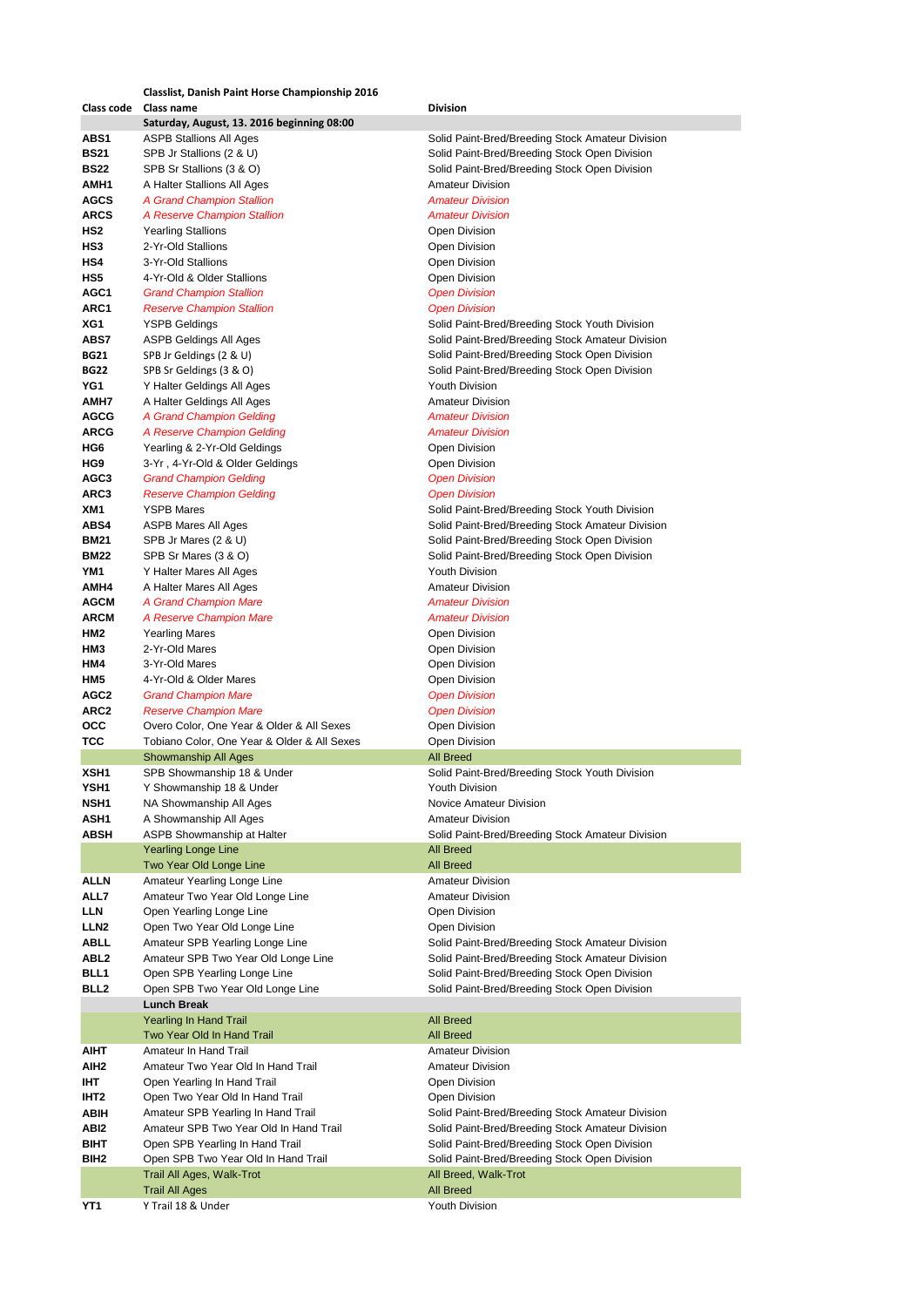**Classlist, Danish Paint Horse Championship 2016**

| Class code | Class name | Division |
|---|---|---|
| | **Saturday, August, 13. 2016 beginning 08:00** | |
| **ABS1** | ASPB Stallions All Ages | Solid Paint-Bred/Breeding Stock Amateur Division |
| **BS21** | SPB Jr Stallions (2 & U) | Solid Paint-Bred/Breeding Stock Open Division |
| **BS22** | SPB Sr Stallions (3 & O) | Solid Paint-Bred/Breeding Stock Open Division |
| **AMH1** | A Halter Stallions All Ages | Amateur Division |
| **AGCS** | *A Grand Champion Stallion* | *Amateur Division* |
| **ARCS** | *A Reserve Champion Stallion* | *Amateur Division* |
| **HS2** | Yearling Stallions | Open Division |
| **HS3** | 2-Yr-Old Stallions | Open Division |
| **HS4** | 3-Yr-Old Stallions | Open Division |
| **HS5** | 4-Yr-Old & Older Stallions | Open Division |
| **AGC1** | *Grand Champion Stallion* | *Open Division* |
| **ARC1** | *Reserve Champion Stallion* | *Open Division* |
| **XG1** | YSPB Geldings | Solid Paint-Bred/Breeding Stock Youth Division |
| **ABS7** | ASPB Geldings All Ages | Solid Paint-Bred/Breeding Stock Amateur Division |
| **BG21** | SPB Jr Geldings (2 & U) | Solid Paint-Bred/Breeding Stock Open Division |
| **BG22** | SPB Sr Geldings (3 & O) | Solid Paint-Bred/Breeding Stock Open Division |
| **YG1** | Y Halter Geldings All Ages | Youth Division |
| **AMH7** | A Halter Geldings All Ages | Amateur Division |
| **AGCG** | *A Grand Champion Gelding* | *Amateur Division* |
| **ARCG** | *A Reserve Champion Gelding* | *Amateur Division* |
| **HG6** | Yearling & 2-Yr-Old Geldings | Open Division |
| **HG9** | 3-Yr , 4-Yr-Old & Older Geldings | Open Division |
| **AGC3** | *Grand Champion Gelding* | *Open Division* |
| **ARC3** | *Reserve Champion Gelding* | *Open Division* |
| **XM1** | YSPB Mares | Solid Paint-Bred/Breeding Stock Youth Division |
| **ABS4** | ASPB Mares All Ages | Solid Paint-Bred/Breeding Stock Amateur Division |
| **BM21** | SPB Jr Mares (2 & U) | Solid Paint-Bred/Breeding Stock Open Division |
| **BM22** | SPB Sr Mares (3 & O) | Solid Paint-Bred/Breeding Stock Open Division |
| **YM1** | Y Halter Mares All Ages | Youth Division |
| **AMH4** | A Halter Mares All Ages | Amateur Division |
| **AGCM** | *A Grand Champion Mare* | *Amateur Division* |
| **ARCM** | *A Reserve Champion Mare* | *Amateur Division* |
| **HM2** | Yearling Mares | Open Division |
| **HM3** | 2-Yr-Old Mares | Open Division |
| **HM4** | 3-Yr-Old Mares | Open Division |
| **HM5** | 4-Yr-Old & Older Mares | Open Division |
| **AGC2** | *Grand Champion Mare* | *Open Division* |
| **ARC2** | *Reserve Champion Mare* | *Open Division* |
| **OCC** | Overo Color, One Year & Older & All Sexes | Open Division |
| **TCC** | Tobiano Color, One Year & Older & All Sexes | Open Division |
| | Showmanship All Ages | All Breed |
| **XSH1** | SPB Showmanship 18 & Under | Solid Paint-Bred/Breeding Stock Youth Division |
| **YSH1** | Y Showmanship 18 & Under | Youth Division |
| **NSH1** | NA Showmanship All Ages | Novice Amateur Division |
| **ASH1** | A Showmanship All Ages | Amateur Division |
| **ABSH** | ASPB Showmanship at Halter | Solid Paint-Bred/Breeding Stock Amateur Division |
| | Yearling Longe Line | All Breed |
| | Two Year Old Longe Line | All Breed |
| **ALLN** | Amateur Yearling Longe Line | Amateur Division |
| **ALL7** | Amateur Two Year Old Longe Line | Amateur Division |
| **LLN** | Open Yearling Longe Line | Open Division |
| **LLN2** | Open Two Year Old Longe Line | Open Division |
| **ABLL** | Amateur SPB Yearling Longe Line | Solid Paint-Bred/Breeding Stock Amateur Division |
| **ABL2** | Amateur SPB Two Year Old Longe Line | Solid Paint-Bred/Breeding Stock Amateur Division |
| **BLL1** | Open SPB Yearling Longe Line | Solid Paint-Bred/Breeding Stock Open Division |
| **BLL2** | Open SPB Two Year Old Longe Line | Solid Paint-Bred/Breeding Stock Open Division |
| | **Lunch Break** | |
| | Yearling In Hand Trail | All Breed |
| | Two Year Old In Hand Trail | All Breed |
| **AIHT** | Amateur In Hand Trail | Amateur Division |
| **AIH2** | Amateur Two Year Old In Hand Trail | Amateur Division |
| **IHT** | Open Yearling In Hand Trail | Open Division |
| **IHT2** | Open Two Year Old In Hand Trail | Open Division |
| **ABIH** | Amateur SPB Yearling In Hand Trail | Solid Paint-Bred/Breeding Stock Amateur Division |
| **ABI2** | Amateur SPB Two Year Old In Hand Trail | Solid Paint-Bred/Breeding Stock Amateur Division |
| **BIHT** | Open SPB Yearling In Hand Trail | Solid Paint-Bred/Breeding Stock Open Division |
| **BIH2** | Open SPB Two Year Old In Hand Trail | Solid Paint-Bred/Breeding Stock Open Division |
| | Trail All Ages, Walk-Trot | All Breed, Walk-Trot |
| | Trail All Ages | All Breed |
| **YT1** | Y Trail 18 & Under | Youth Division |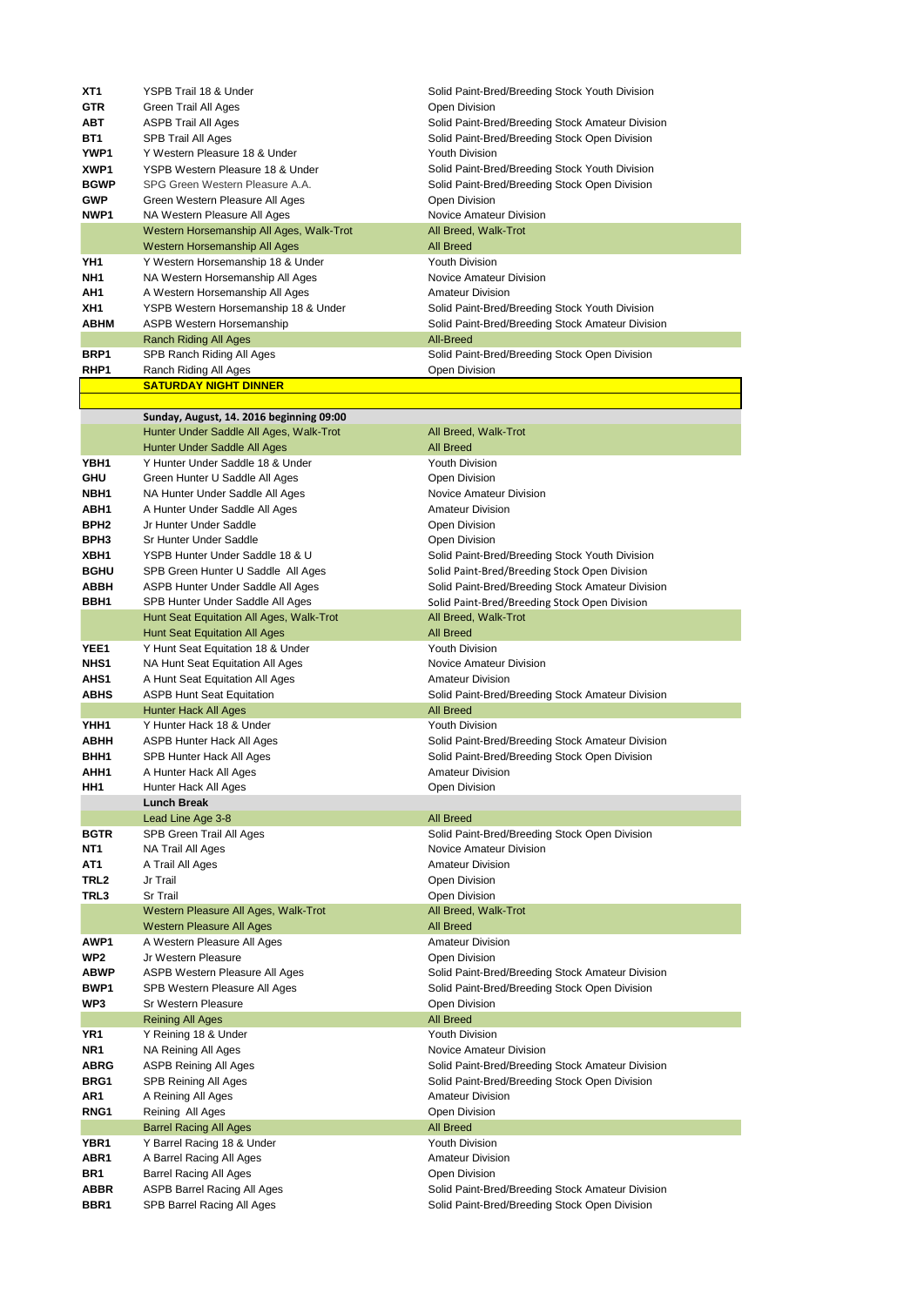| | | |
|---|---|---|
| **XT1** | YSPB Trail 18 & Under | Solid Paint-Bred/Breeding Stock Youth Division |
| **GTR** | Green Trail All Ages | Open Division |
| **ABT** | ASPB Trail All Ages | Solid Paint-Bred/Breeding Stock Amateur Division |
| **BT1** | SPB Trail All Ages | Solid Paint-Bred/Breeding Stock Open Division |
| **YWP1** | Y Western Pleasure 18 & Under | Youth Division |
| **XWP1** | YSPB Western Pleasure 18 & Under | Solid Paint-Bred/Breeding Stock Youth Division |
| **BGWP** | SPG Green Western Pleasure A.A. | Solid Paint-Bred/Breeding Stock Open Division |
| **GWP** | Green Western Pleasure All Ages | Open Division |
| **NWP1** | NA Western Pleasure All Ages | Novice Amateur Division |
| | Western Horsemanship All Ages, Walk-Trot | All Breed, Walk-Trot |
| | Western Horsemanship All Ages | All Breed |
| **YH1** | Y Western Horsemanship 18 & Under | Youth Division |
| **NH1** | NA Western Horsemanship All Ages | Novice Amateur Division |
| **AH1** | A Western Horsemanship All Ages | Amateur Division |
| **XH1** | YSPB Western Horsemanship 18 & Under | Solid Paint-Bred/Breeding Stock Youth Division |
| **ABHM** | ASPB Western Horsemanship | Solid Paint-Bred/Breeding Stock Amateur Division |
| | Ranch Riding All Ages | All-Breed |
| **BRP1** | SPB Ranch Riding All Ages | Solid Paint-Bred/Breeding Stock Open Division |
| **RHP1** | Ranch Riding All Ages | Open Division |
| | **SATURDAY NIGHT DINNER** | |
| | | |
| | **Sunday, August, 14. 2016 beginning 09:00** | |
| | Hunter Under Saddle All Ages, Walk-Trot | All Breed, Walk-Trot |
| | Hunter Under Saddle All Ages | All Breed |
| **YBH1** | Y Hunter Under Saddle 18 & Under | Youth Division |
| **GHU** | Green Hunter U Saddle All Ages | Open Division |
| **NBH1** | NA Hunter Under Saddle All Ages | Novice Amateur Division |
| **ABH1** | A Hunter Under Saddle All Ages | Amateur Division |
| **BPH2** | Jr Hunter Under Saddle | Open Division |
| **BPH3** | Sr Hunter Under Saddle | Open Division |
| **XBH1** | YSPB Hunter Under Saddle 18 & U | Solid Paint-Bred/Breeding Stock Youth Division |
| **BGHU** | SPB Green Hunter U Saddle All Ages | Solid Paint-Bred/Breeding Stock Open Division |
| **ABBH** | ASPB Hunter Under Saddle All Ages | Solid Paint-Bred/Breeding Stock Amateur Division |
| **BBH1** | SPB Hunter Under Saddle All Ages | Solid Paint-Bred/Breeding Stock Open Division |
| | Hunt Seat Equitation All Ages, Walk-Trot | All Breed, Walk-Trot |
| | Hunt Seat Equitation All Ages | All Breed |
| **YEE1** | Y Hunt Seat Equitation 18 & Under | Youth Division |
| **NHS1** | NA Hunt Seat Equitation All Ages | Novice Amateur Division |
| **AHS1** | A Hunt Seat Equitation All Ages | Amateur Division |
| **ABHS** | ASPB Hunt Seat Equitation | Solid Paint-Bred/Breeding Stock Amateur Division |
| | Hunter Hack All Ages | All Breed |
| **YHH1** | Y Hunter Hack 18 & Under | Youth Division |
| **ABHH** | ASPB Hunter Hack All Ages | Solid Paint-Bred/Breeding Stock Amateur Division |
| **BHH1** | SPB Hunter Hack All Ages | Solid Paint-Bred/Breeding Stock Open Division |
| **AHH1** | A Hunter Hack All Ages | Amateur Division |
| **HH1** | Hunter Hack All Ages | Open Division |
| | **Lunch Break** | |
| | Lead Line Age 3-8 | All Breed |
| **BGTR** | SPB Green Trail All Ages | Solid Paint-Bred/Breeding Stock Open Division |
| **NT1** | NA Trail All Ages | Novice Amateur Division |
| **AT1** | A Trail All Ages | Amateur Division |
| **TRL2** | Jr Trail | Open Division |
| **TRL3** | Sr Trail | Open Division |
| | Western Pleasure All Ages, Walk-Trot | All Breed, Walk-Trot |
| | Western Pleasure All Ages | All Breed |
| **AWP1** | A Western Pleasure All Ages | Amateur Division |
| **WP2** | Jr Western Pleasure | Open Division |
| **ABWP** | ASPB Western Pleasure All Ages | Solid Paint-Bred/Breeding Stock Amateur Division |
| **BWP1** | SPB Western Pleasure All Ages | Solid Paint-Bred/Breeding Stock Open Division |
| **WP3** | Sr Western Pleasure | Open Division |
| | Reining All Ages | All Breed |
| **YR1** | Y Reining 18 & Under | Youth Division |
| **NR1** | NA Reining All Ages | Novice Amateur Division |
| **ABRG** | ASPB Reining All Ages | Solid Paint-Bred/Breeding Stock Amateur Division |
| **BRG1** | SPB Reining All Ages | Solid Paint-Bred/Breeding Stock Open Division |
| **AR1** | A Reining All Ages | Amateur Division |
| **RNG1** | Reining All Ages | Open Division |
| | Barrel Racing All Ages | All Breed |
| **YBR1** | Y Barrel Racing 18 & Under | Youth Division |
| **ABR1** | A Barrel Racing All Ages | Amateur Division |
| **BR1** | Barrel Racing All Ages | Open Division |
| **ABBR** | ASPB Barrel Racing All Ages | Solid Paint-Bred/Breeding Stock Amateur Division |
| **BBR1** | SPB Barrel Racing All Ages | Solid Paint-Bred/Breeding Stock Open Division |